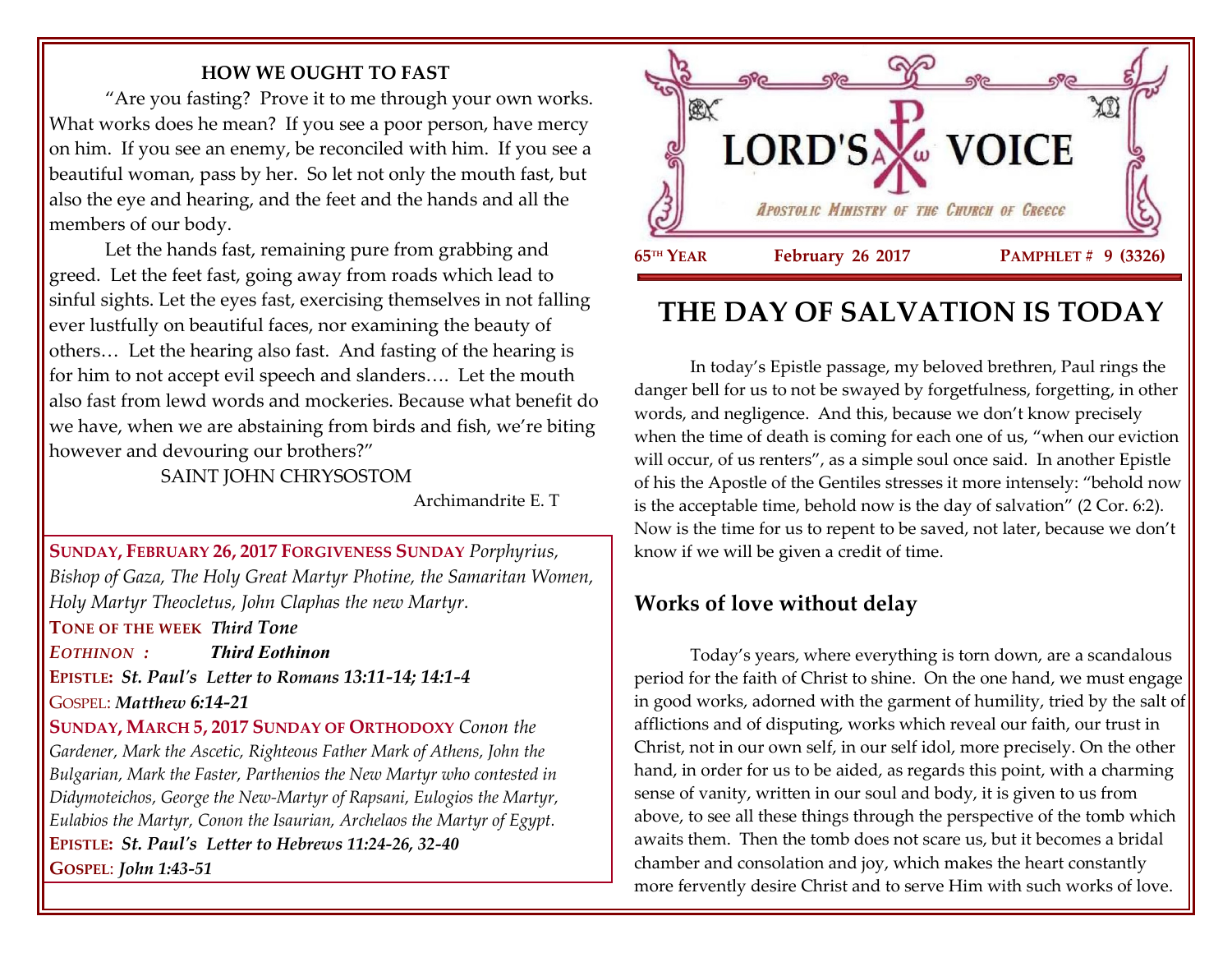# LORD'S VOICE

*Apostolic Ministry of the Church of Greece*

65th Year — February 26 2017 — Pamphlet # 9 (3326)

# THE DAY OF SALVATION IS TODAY

In today's Epistle passage, my beloved brethren, Paul rings the danger bell for us to not be swayed by forgetfulness, forgetting, in other words, and negligence. And this, because we don't know precisely when the time of death is coming for each one of us, "when our eviction will occur, of us renters", as a simple soul once said. In another Epistle of his the Apostle of the Gentiles stresses it more intensely: "behold now is the acceptable time, behold now is the day of salvation" (2 Cor. 6:2). Now is the time for us to repent to be saved, not later, because we don't know if we will be given a credit of time.

## Works of love without delay

Today's years, where everything is torn down, are a scandalous period for the faith of Christ to shine. On the one hand, we must engage in good works, adorned with the garment of humility, tried by the salt of afflictions and of disputing, works which reveal our faith, our trust in Christ, not in our own self, in our self idol, more precisely. On the other hand, in order for us to be aided, as regards this point, with a charming sense of vanity, written in our soul and body, it is given to us from above, to see all these things through the perspective of the tomb which awaits them. Then the tomb does not scare us, but it becomes a bridal chamber and consolation and joy, which makes the heart constantly more fervently desire Christ and to serve Him with such works of love.

## HOW WE OUGHT TO FAST

"Are you fasting? Prove it to me through your own works. What works does he mean? If you see a poor person, have mercy on him. If you see an enemy, be reconciled with him. If you see a beautiful woman, pass by her. So let not only the mouth fast, but also the eye and hearing, and the feet and the hands and all the members of our body.

Let the hands fast, remaining pure from grabbing and greed. Let the feet fast, going away from roads which lead to sinful sights. Let the eyes fast, exercising themselves in not falling ever lustfully on beautiful faces, nor examining the beauty of others… Let the hearing also fast. And fasting of the hearing is for him to not accept evil speech and slanders…. Let the mouth also fast from lewd words and mockeries. Because what benefit do we have, when we are abstaining from birds and fish, we're biting however and devouring our brothers?"

SAINT JOHN CHRYSOSTOM

Archimandrite E. T

---

**SUNDAY, FEBRUARY 26, 2017 FORGIVENESS SUNDAY** *Porphyrius, Bishop of Gaza, The Holy Great Martyr Photine, the Samaritan Women, Holy Martyr Theocletus, John Claphas the new Martyr.*

**TONE OF THE WEEK** ***Third Tone***

***EOTHINON :*** ***Third Eothinon***

**EPISTLE:** ***St. Paul's Letter to Romans 13:11-14; 14:1-4***

GOSPEL: ***Matthew 6:14-21***

**SUNDAY, MARCH 5, 2017 SUNDAY OF ORTHODOXY** *Conon the Gardener, Mark the Ascetic, Righteous Father Mark of Athens, John the Bulgarian, Mark the Faster, Parthenios the New Martyr who contested in Didymoteichos, George the New-Martyr of Rapsani, Eulogios the Martyr, Eulabios the Martyr, Conon the Isaurian, Archelaos the Martyr of Egypt.*

**EPISTLE:** ***St. Paul's Letter to Hebrews 11:24-26, 32-40***

**GOSPEL**: ***John 1:43-51***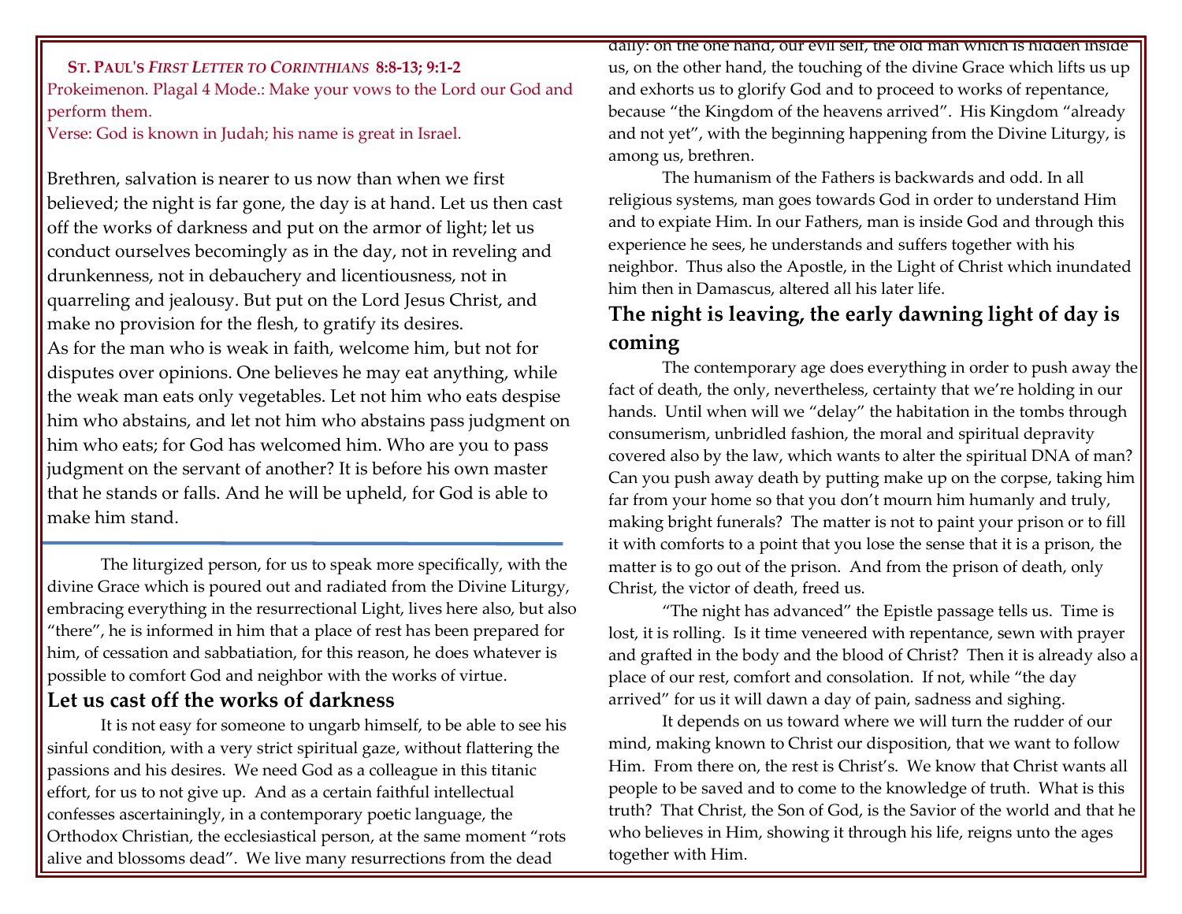**ST. PAUL'S *FIRST LETTER TO CORINTHIANS* 8:8-13; 9:1-2**

Prokeimenon. Plagal 4 Mode.: Make your vows to the Lord our God and perform them.

Verse: God is known in Judah; his name is great in Israel.

Brethren, salvation is nearer to us now than when we first believed; the night is far gone, the day is at hand. Let us then cast off the works of darkness and put on the armor of light; let us conduct ourselves becomingly as in the day, not in reveling and drunkenness, not in debauchery and licentiousness, not in quarreling and jealousy. But put on the Lord Jesus Christ, and make no provision for the flesh, to gratify its desires.
As for the man who is weak in faith, welcome him, but not for disputes over opinions. One believes he may eat anything, while the weak man eats only vegetables. Let not him who eats despise him who abstains, and let not him who abstains pass judgment on him who eats; for God has welcomed him. Who are you to pass judgment on the servant of another? It is before his own master that he stands or falls. And he will be upheld, for God is able to make him stand.

---

The liturgized person, for us to speak more specifically, with the divine Grace which is poured out and radiated from the Divine Liturgy, embracing everything in the resurrectional Light, lives here also, but also "there", he is informed in him that a place of rest has been prepared for him, of cessation and sabbatiation, for this reason, he does whatever is possible to comfort God and neighbor with the works of virtue.

## Let us cast off the works of darkness

It is not easy for someone to ungarb himself, to be able to see his sinful condition, with a very strict spiritual gaze, without flattering the passions and his desires. We need God as a colleague in this titanic effort, for us to not give up. And as a certain faithful intellectual confesses ascertainingly, in a contemporary poetic language, the Orthodox Christian, the ecclesiastical person, at the same moment "rots alive and blossoms dead". We live many resurrections from the dead daily: on the one hand, our evil self, the old man which is hidden inside us, on the other hand, the touching of the divine Grace which lifts us up and exhorts us to glorify God and to proceed to works of repentance, because "the Kingdom of the heavens arrived". His Kingdom "already and not yet", with the beginning happening from the Divine Liturgy, is among us, brethren.

The humanism of the Fathers is backwards and odd. In all religious systems, man goes towards God in order to understand Him and to expiate Him. In our Fathers, man is inside God and through this experience he sees, he understands and suffers together with his neighbor. Thus also the Apostle, in the Light of Christ which inundated him then in Damascus, altered all his later life.

## The night is leaving, the early dawning light of day is coming

The contemporary age does everything in order to push away the fact of death, the only, nevertheless, certainty that we're holding in our hands. Until when will we "delay" the habitation in the tombs through consumerism, unbridled fashion, the moral and spiritual depravity covered also by the law, which wants to alter the spiritual DNA of man? Can you push away death by putting make up on the corpse, taking him far from your home so that you don't mourn him humanly and truly, making bright funerals? The matter is not to paint your prison or to fill it with comforts to a point that you lose the sense that it is a prison, the matter is to go out of the prison. And from the prison of death, only Christ, the victor of death, freed us.

"The night has advanced" the Epistle passage tells us. Time is lost, it is rolling. Is it time veneered with repentance, sewn with prayer and grafted in the body and the blood of Christ? Then it is already also a place of our rest, comfort and consolation. If not, while "the day arrived" for us it will dawn a day of pain, sadness and sighing.

It depends on us toward where we will turn the rudder of our mind, making known to Christ our disposition, that we want to follow Him. From there on, the rest is Christ's. We know that Christ wants all people to be saved and to come to the knowledge of truth. What is this truth? That Christ, the Son of God, is the Savior of the world and that he who believes in Him, showing it through his life, reigns unto the ages together with Him.